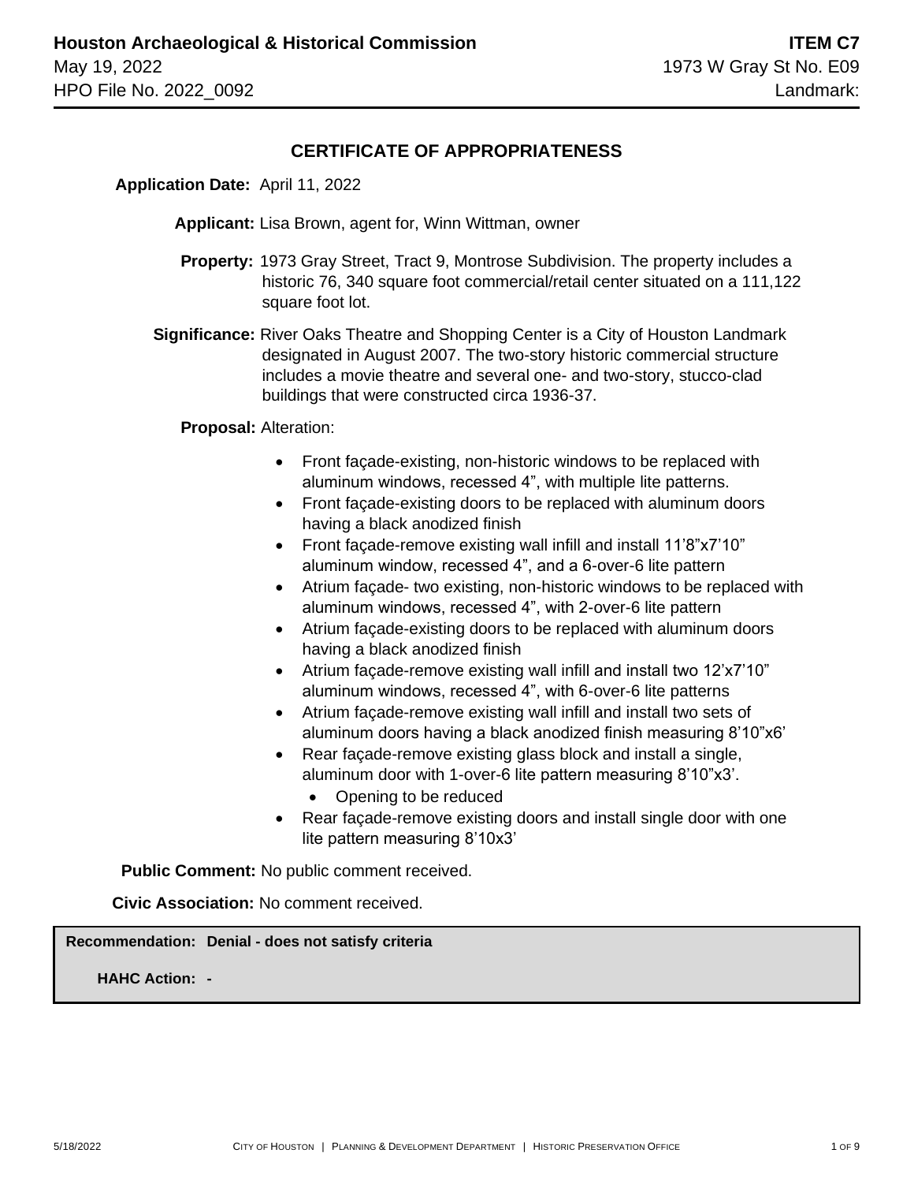**Houston Archaeological & Historical Commission**
May 19, 2022
HPO File No. 2022_0092

**ITEM C7**
1973 W Gray St No. E09
Landmark:

## CERTIFICATE OF APPROPRIATENESS

**Application Date:** April 11, 2022

**Applicant:** Lisa Brown, agent for, Winn Wittman, owner

**Property:** 1973 Gray Street, Tract 9, Montrose Subdivision. The property includes a historic 76, 340 square foot commercial/retail center situated on a 111,122 square foot lot.

**Significance:** River Oaks Theatre and Shopping Center is a City of Houston Landmark designated in August 2007. The two-story historic commercial structure includes a movie theatre and several one- and two-story, stucco-clad buildings that were constructed circa 1936-37.

**Proposal:** Alteration:

- Front façade-existing, non-historic windows to be replaced with aluminum windows, recessed 4", with multiple lite patterns.
- Front façade-existing doors to be replaced with aluminum doors having a black anodized finish
- Front façade-remove existing wall infill and install 11'8"x7'10" aluminum window, recessed 4", and a 6-over-6 lite pattern
- Atrium façade- two existing, non-historic windows to be replaced with aluminum windows, recessed 4", with 2-over-6 lite pattern
- Atrium façade-existing doors to be replaced with aluminum doors having a black anodized finish
- Atrium façade-remove existing wall infill and install two 12'x7'10" aluminum windows, recessed 4", with 6-over-6 lite patterns
- Atrium façade-remove existing wall infill and install two sets of aluminum doors having a black anodized finish measuring 8'10"x6'
- Rear façade-remove existing glass block and install a single, aluminum door with 1-over-6 lite pattern measuring 8'10"x3'.
  - Opening to be reduced
- Rear façade-remove existing doors and install single door with one lite pattern measuring 8'10x3'

**Public Comment:** No public comment received.

**Civic Association:** No comment received.

**Recommendation: Denial - does not satisfy criteria**

**HAHC Action: -**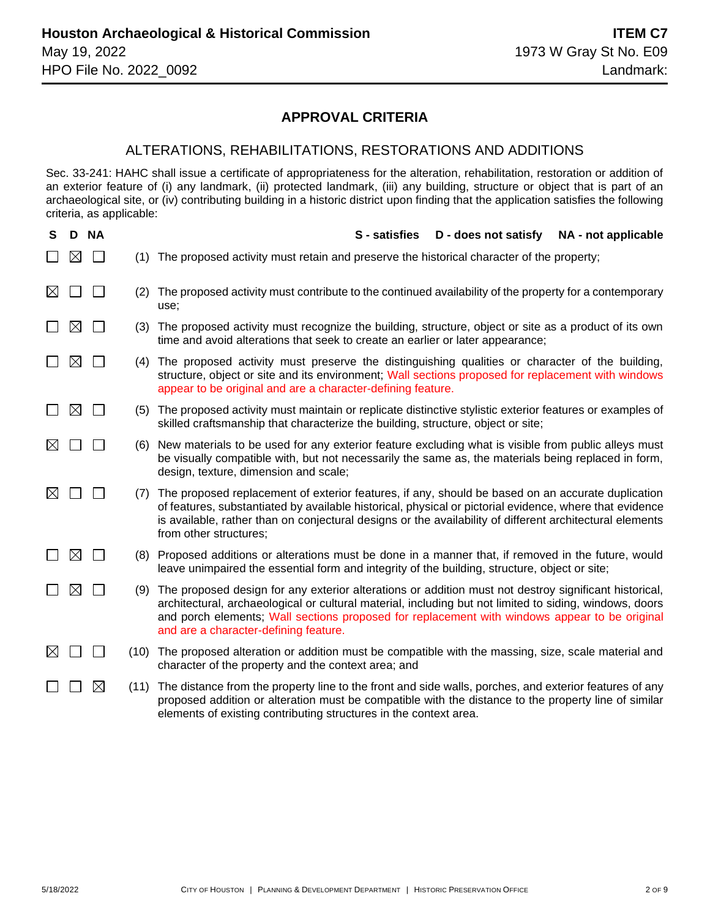**Houston Archaeological & Historical Commission**
May 19, 2022
HPO File No. 2022_0092

**ITEM C7**
1973 W Gray St No. E09
Landmark:

## APPROVAL CRITERIA

### ALTERATIONS, REHABILITATIONS, RESTORATIONS AND ADDITIONS

Sec. 33-241: HAHC shall issue a certificate of appropriateness for the alteration, rehabilitation, restoration or addition of an exterior feature of (i) any landmark, (ii) protected landmark, (iii) any building, structure or object that is part of an archaeological site, or (iv) contributing building in a historic district upon finding that the application satisfies the following criteria, as applicable:

**S - satisfies    D - does not satisfy    NA - not applicable**

| S | D | NA | | Criteria |
|---|---|---|---|---|
| ☐ | ☒ | ☐ | (1) | The proposed activity must retain and preserve the historical character of the property; |
| ☒ | ☐ | ☐ | (2) | The proposed activity must contribute to the continued availability of the property for a contemporary use; |
| ☐ | ☒ | ☐ | (3) | The proposed activity must recognize the building, structure, object or site as a product of its own time and avoid alterations that seek to create an earlier or later appearance; |
| ☐ | ☒ | ☐ | (4) | The proposed activity must preserve the distinguishing qualities or character of the building, structure, object or site and its environment; Wall sections proposed for replacement with windows appear to be original and are a character-defining feature. |
| ☐ | ☒ | ☐ | (5) | The proposed activity must maintain or replicate distinctive stylistic exterior features or examples of skilled craftsmanship that characterize the building, structure, object or site; |
| ☒ | ☐ | ☐ | (6) | New materials to be used for any exterior feature excluding what is visible from public alleys must be visually compatible with, but not necessarily the same as, the materials being replaced in form, design, texture, dimension and scale; |
| ☒ | ☐ | ☐ | (7) | The proposed replacement of exterior features, if any, should be based on an accurate duplication of features, substantiated by available historical, physical or pictorial evidence, where that evidence is available, rather than on conjectural designs or the availability of different architectural elements from other structures; |
| ☐ | ☒ | ☐ | (8) | Proposed additions or alterations must be done in a manner that, if removed in the future, would leave unimpaired the essential form and integrity of the building, structure, object or site; |
| ☐ | ☒ | ☐ | (9) | The proposed design for any exterior alterations or addition must not destroy significant historical, architectural, archaeological or cultural material, including but not limited to siding, windows, doors and porch elements; Wall sections proposed for replacement with windows appear to be original and are a character-defining feature. |
| ☒ | ☐ | ☐ | (10) | The proposed alteration or addition must be compatible with the massing, size, scale material and character of the property and the context area; and |
| ☐ | ☐ | ☒ | (11) | The distance from the property line to the front and side walls, porches, and exterior features of any proposed addition or alteration must be compatible with the distance to the property line of similar elements of existing contributing structures in the context area. |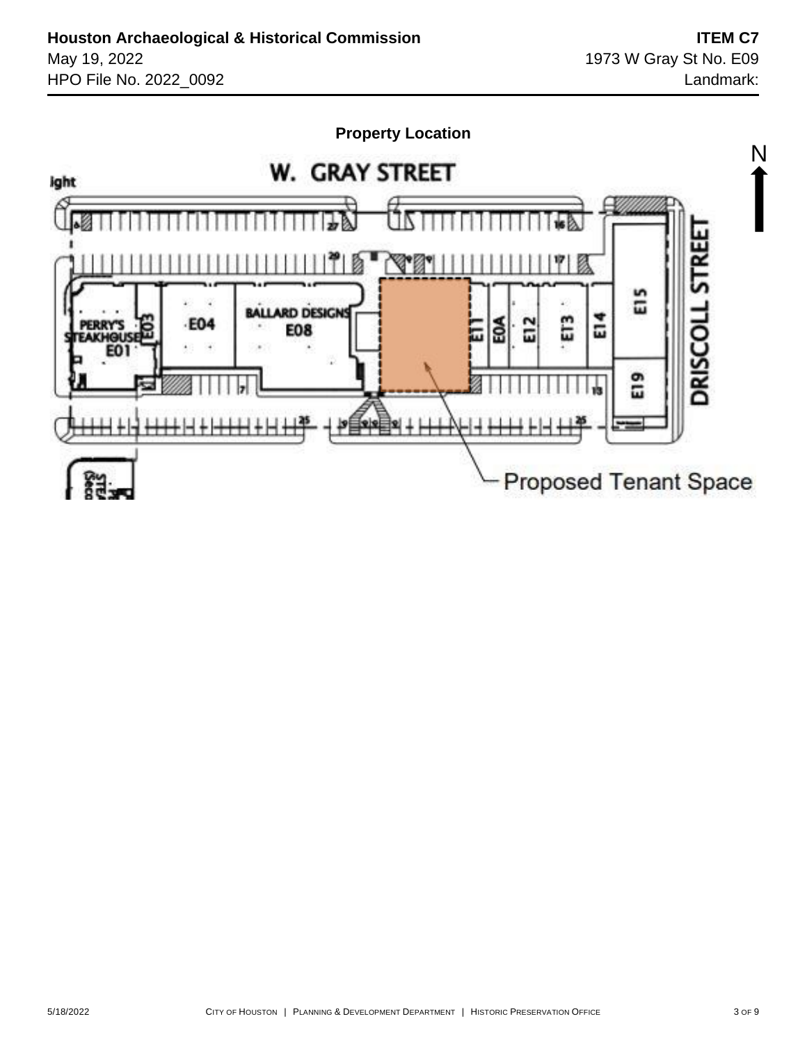**Property Location**

W. GRAY STREET

DRISCOLL STREET

N

PERRY'S STEAKHOUSE E01

E03

E04

BALLARD DESIGNS E08

E11

E0A

E12

E13

E14

E15

E19

Proposed Tenant Space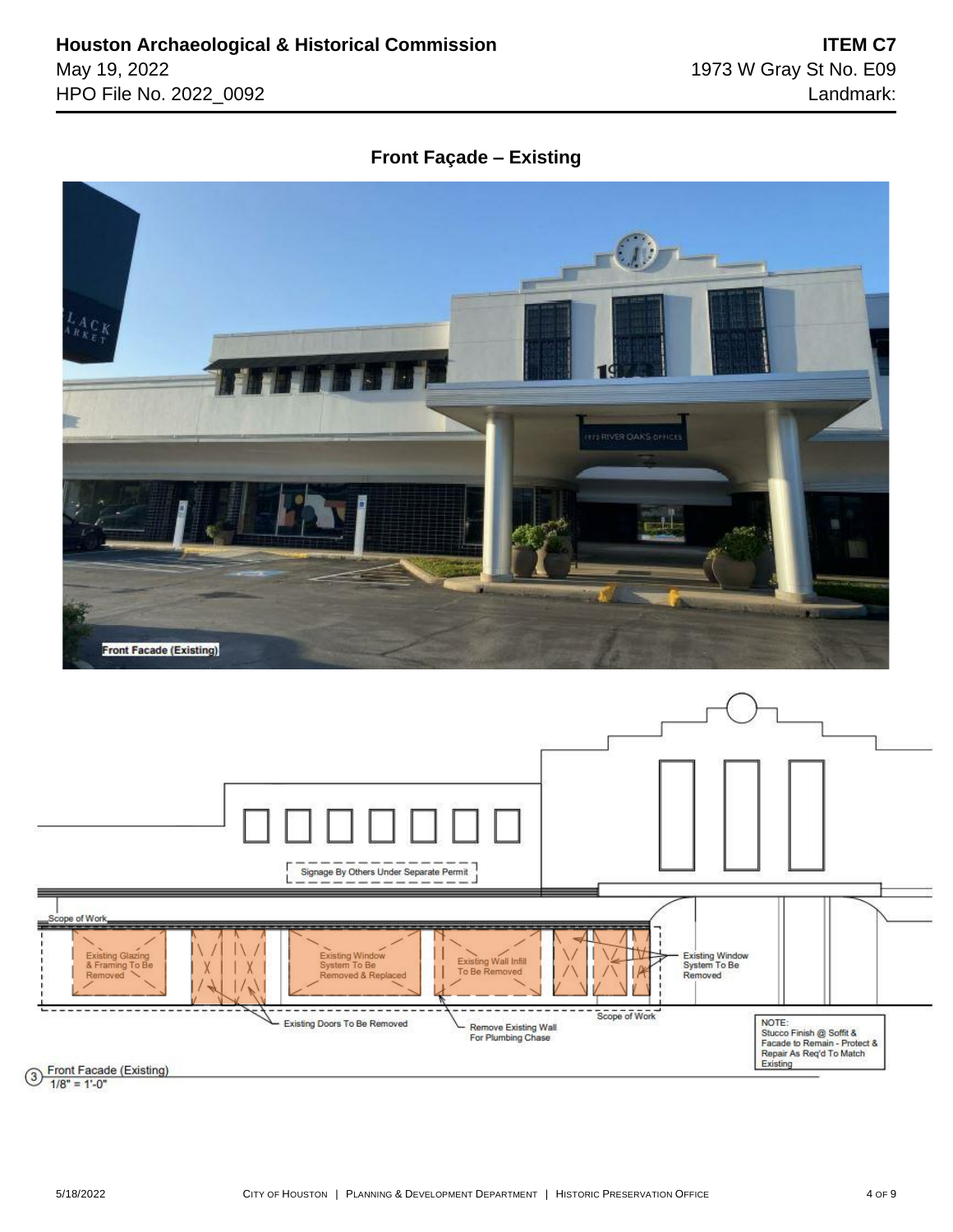## Front Façade – Existing

Front Facade (Existing)

Signage By Others Under Separate Permit

Scope of Work

Existing Glazing & Framing To Be Removed

Existing Window System To Be Removed & Replaced

Existing Wall Infill To Be Removed

Existing Window System To Be Removed

Existing Doors To Be Removed

Remove Existing Wall For Plumbing Chase

Scope of Work

NOTE: Stucco Finish @ Soffit & Facade to Remain - Protect & Repair As Req'd To Match Existing

3 Front Facade (Existing)
1/8" = 1'-0"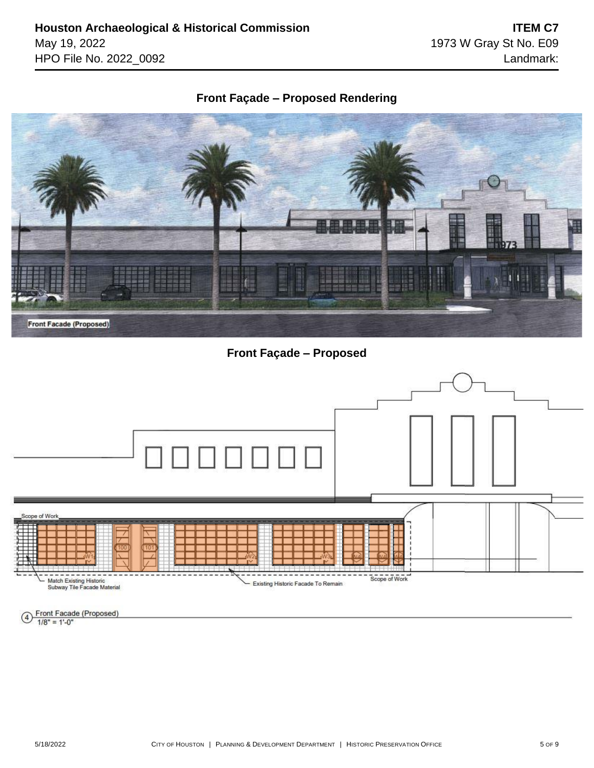**Houston Archaeological & Historical Commission**
May 19, 2022
HPO File No. 2022_0092

**ITEM C7**
1973 W Gray St No. E09
Landmark:

## Front Façade – Proposed Rendering

Front Facade (Proposed)

## Front Façade – Proposed

Scope of Work

Match Existing Historic Subway Tile Facade Material

Existing Historic Facade To Remain

Scope of Work

4 Front Facade (Proposed)
1/8" = 1'-0"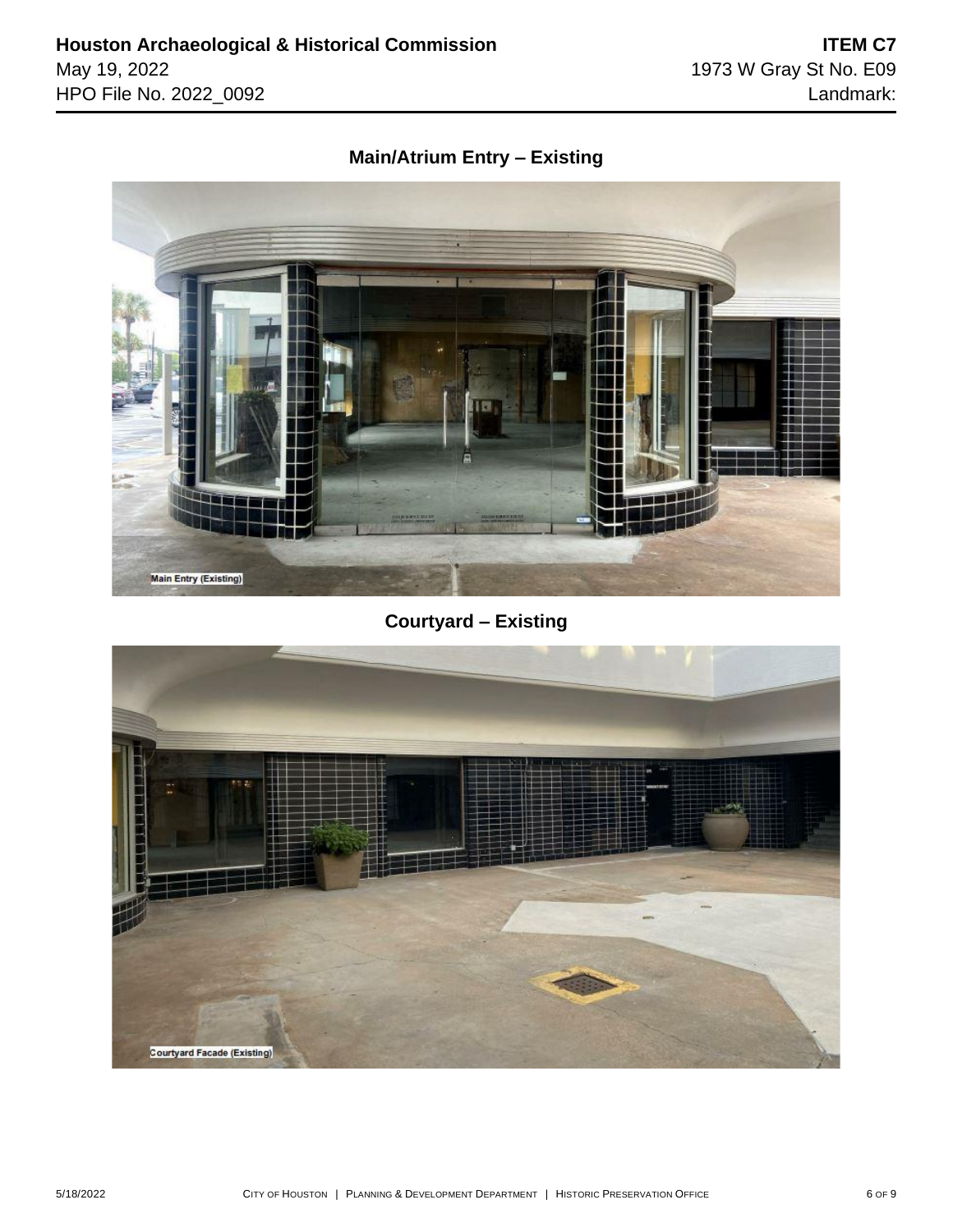**Main/Atrium Entry – Existing**

Main Entry (Existing)

**Courtyard – Existing**

Courtyard Facade (Existing)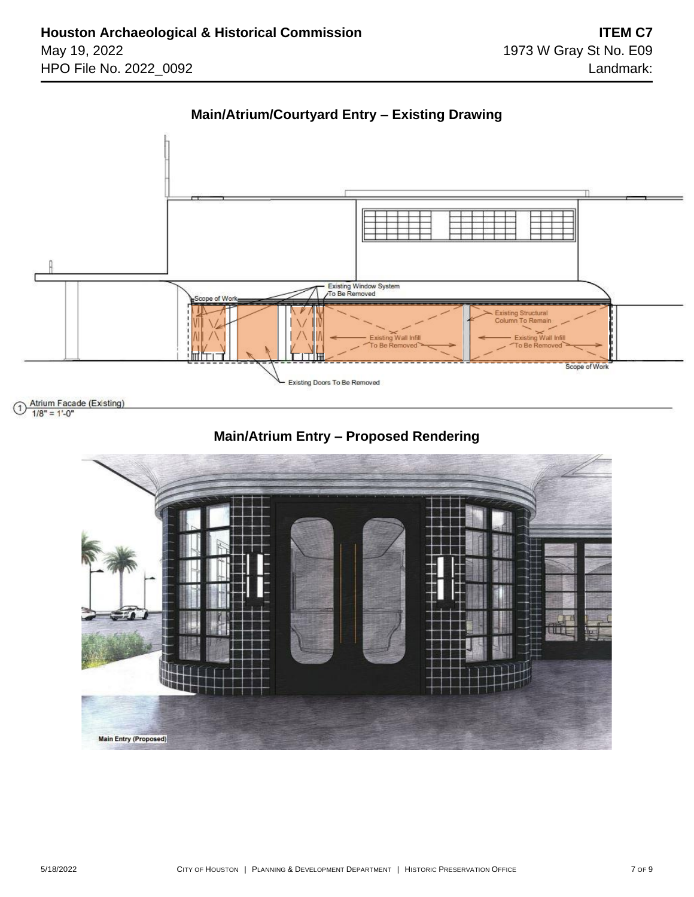## Main/Atrium/Courtyard Entry – Existing Drawing

Scope of Work

Existing Window System To Be Removed

Existing Structural Column To Remain

Existing Wall Infill To Be Removed

Existing Wall Infill To Be Removed

Scope of Work

Existing Doors To Be Removed

1 Atrium Facade (Existing) 1/8" = 1'-0"

## Main/Atrium Entry – Proposed Rendering

Main Entry (Proposed)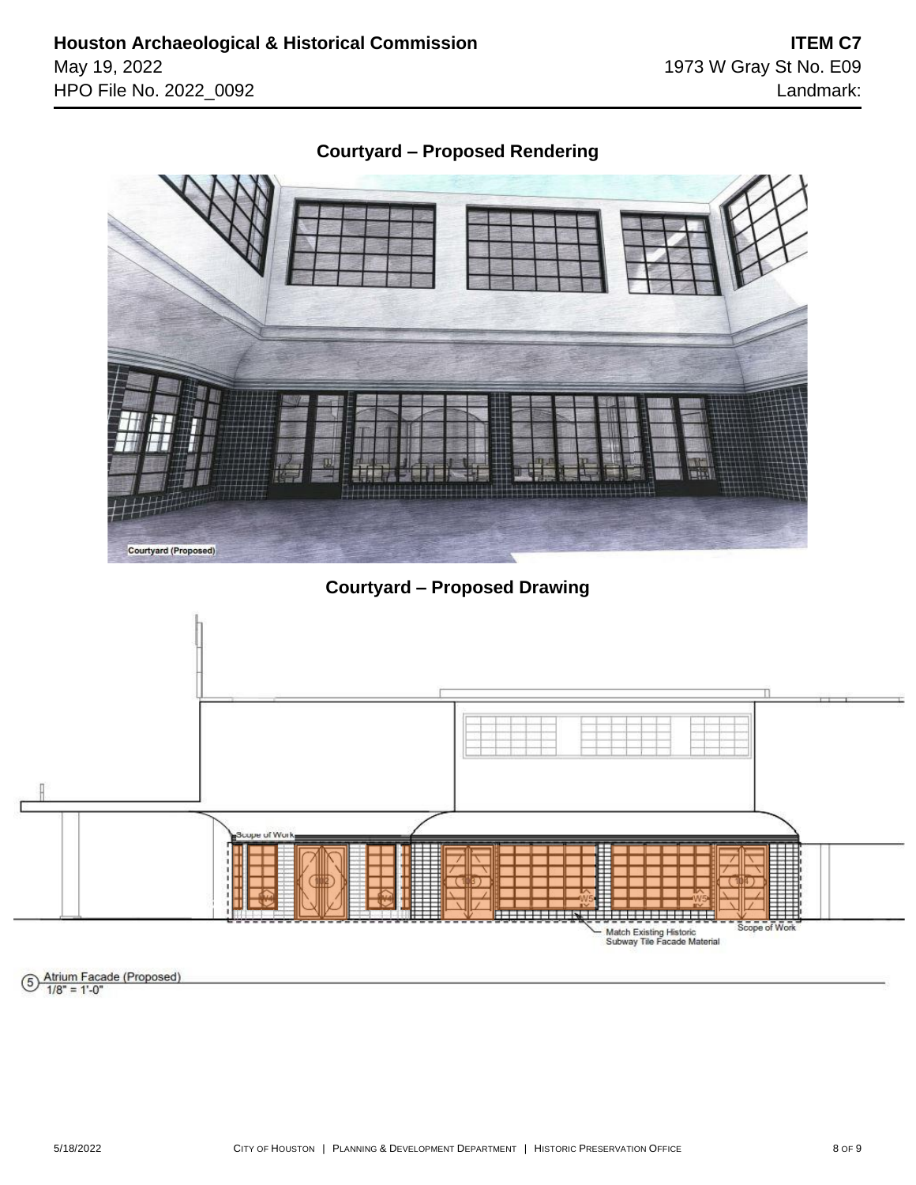**Houston Archaeological & Historical Commission** | **ITEM C7**
May 19, 2022 | 1973 W Gray St No. E09
HPO File No. 2022_0092 | Landmark:

## Courtyard – Proposed Rendering

Courtyard (Proposed)

## Courtyard – Proposed Drawing

Scope of Work

Match Existing Historic Subway Tile Facade Material

Scope of Work

5 Atrium Facade (Proposed)
1/8" = 1'-0"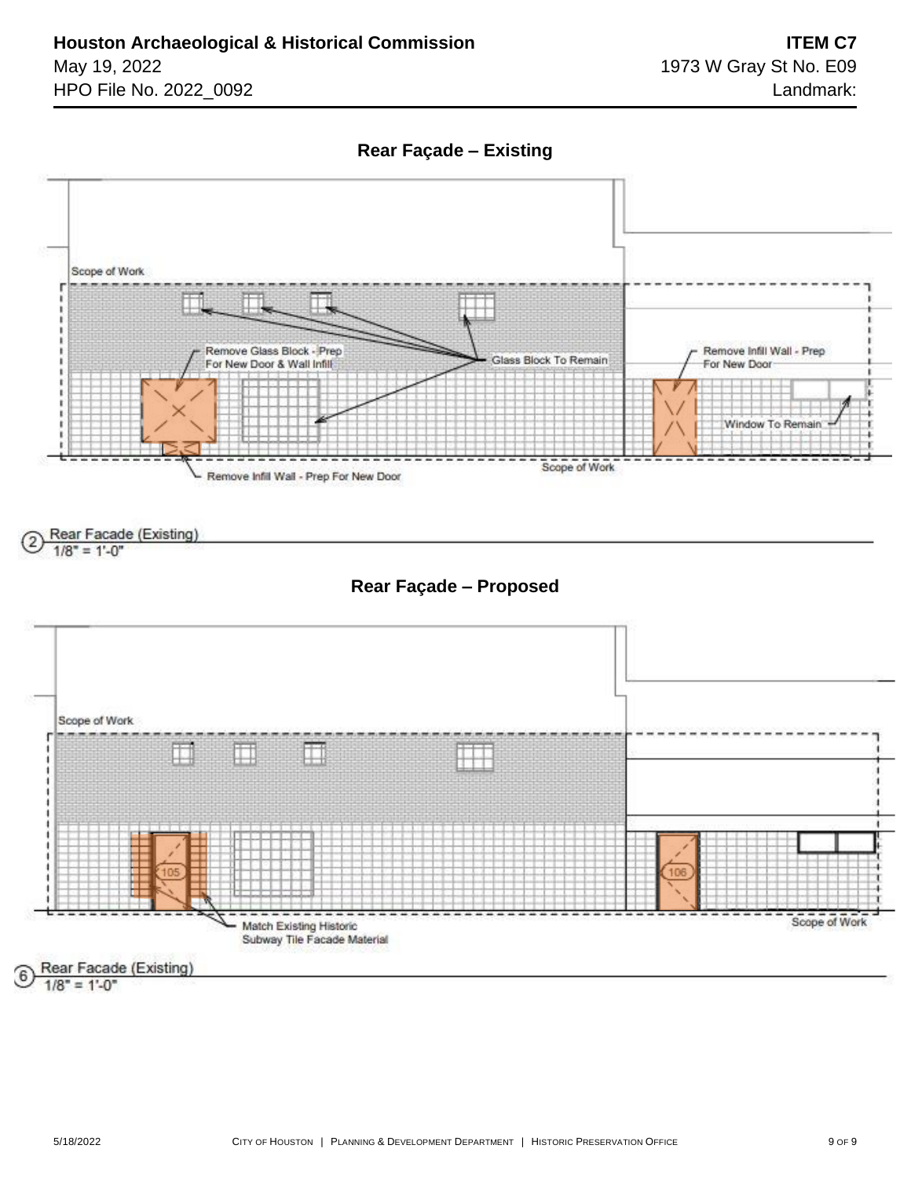## Rear Façade – Existing

Scope of Work

Remove Glass Block - Prep For New Door & Wall Infill

Glass Block To Remain

Remove Infill Wall - Prep For New Door

Window To Remain

Remove Infill Wall - Prep For New Door

Scope of Work

2 Rear Facade (Existing)
1/8" = 1'-0"

## Rear Façade – Proposed

Scope of Work

105

106

Match Existing Historic Subway Tile Facade Material

Scope of Work

6 Rear Facade (Existing)
1/8" = 1'-0"